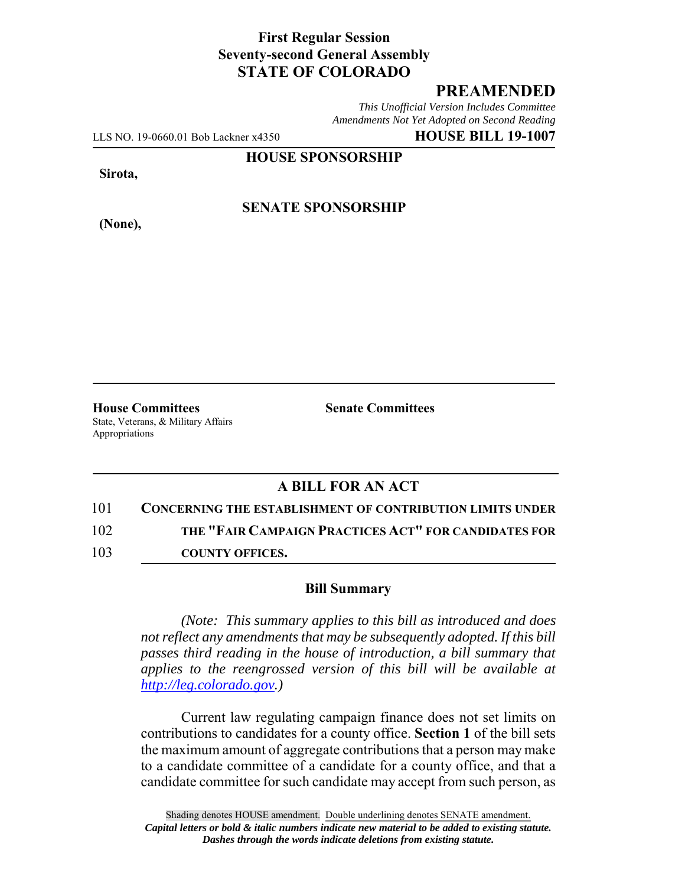**First Regular Session**
**Seventy-second General Assembly**
**STATE OF COLORADO**

# PREAMENDED

*This Unofficial Version Includes Committee Amendments Not Yet Adopted on Second Reading*

LLS NO. 19-0660.01 Bob Lackner x4350 **HOUSE BILL 19-1007**

**HOUSE SPONSORSHIP**

**Sirota,**

**SENATE SPONSORSHIP**

**(None),**

**House Committees**
State, Veterans, & Military Affairs
Appropriations

**Senate Committees**

## A BILL FOR AN ACT

101 **CONCERNING THE ESTABLISHMENT OF CONTRIBUTION LIMITS UNDER**
102 **THE "FAIR CAMPAIGN PRACTICES ACT" FOR CANDIDATES FOR**
103 **COUNTY OFFICES.**

### Bill Summary

*(Note: This summary applies to this bill as introduced and does not reflect any amendments that may be subsequently adopted. If this bill passes third reading in the house of introduction, a bill summary that applies to the reengrossed version of this bill will be available at http://leg.colorado.gov.)*

Current law regulating campaign finance does not set limits on contributions to candidates for a county office. **Section 1** of the bill sets the maximum amount of aggregate contributions that a person may make to a candidate committee of a candidate for a county office, and that a candidate committee for such candidate may accept from such person, as

Shading denotes HOUSE amendment. Double underlining denotes SENATE amendment.
*Capital letters or bold & italic numbers indicate new material to be added to existing statute.*
*Dashes through the words indicate deletions from existing statute.*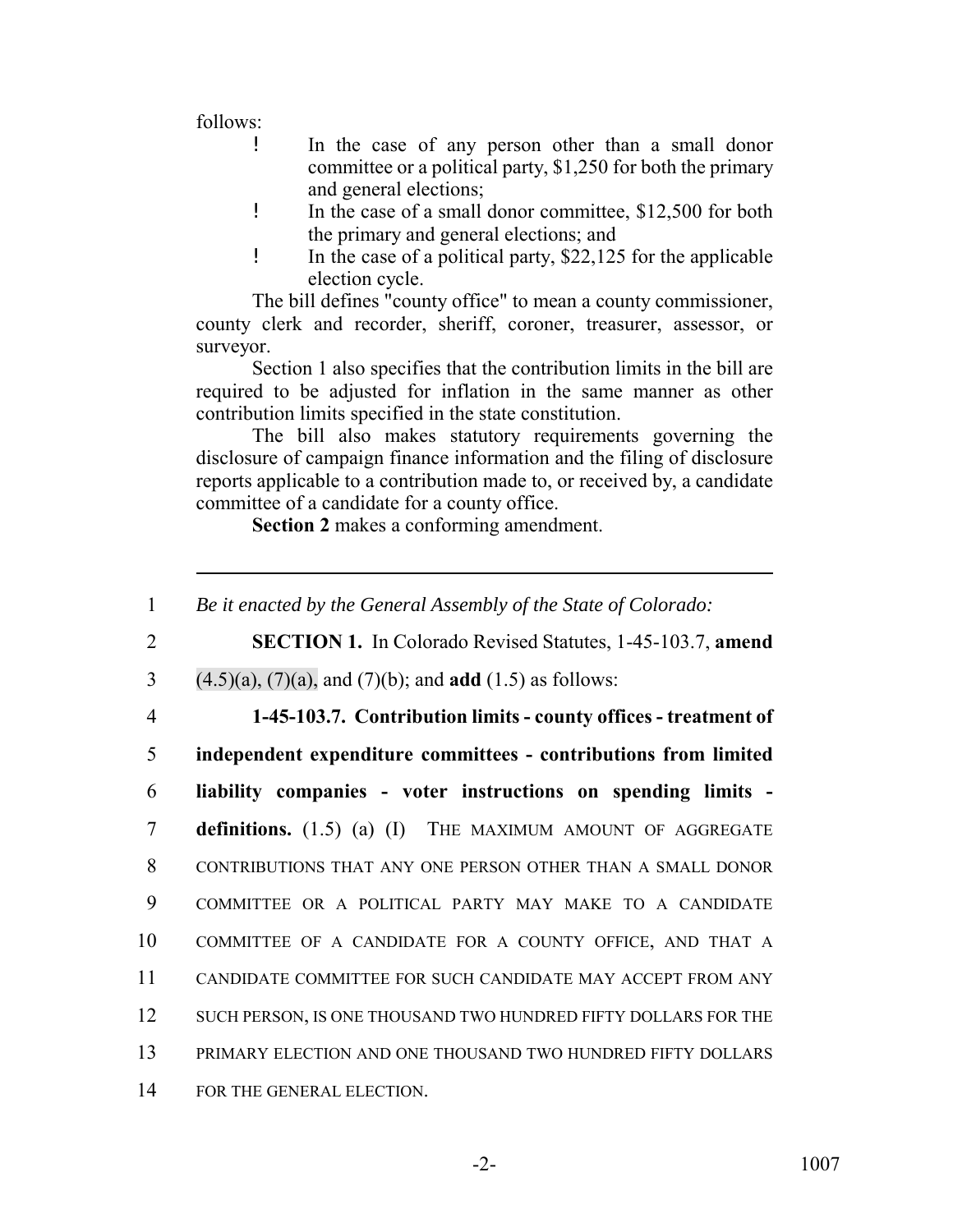follows:

- In the case of any person other than a small donor committee or a political party, $1,250 for both the primary and general elections;
- In the case of a small donor committee, $12,500 for both the primary and general elections; and
- In the case of a political party, $22,125 for the applicable election cycle.

The bill defines "county office" to mean a county commissioner, county clerk and recorder, sheriff, coroner, treasurer, assessor, or surveyor.

Section 1 also specifies that the contribution limits in the bill are required to be adjusted for inflation in the same manner as other contribution limits specified in the state constitution.

The bill also makes statutory requirements governing the disclosure of campaign finance information and the filing of disclosure reports applicable to a contribution made to, or received by, a candidate committee of a candidate for a county office.

**Section 2** makes a conforming amendment.

---

1 *Be it enacted by the General Assembly of the State of Colorado:*

2 **SECTION 1.** In Colorado Revised Statutes, 1-45-103.7, **amend**

3 (4.5)(a), (7)(a), and (7)(b); and **add** (1.5) as follows:

4 **1-45-103.7. Contribution limits - county offices - treatment of**

5 **independent expenditure committees - contributions from limited**

6 **liability companies - voter instructions on spending limits -**

7 **definitions.** (1.5) (a) (I) THE MAXIMUM AMOUNT OF AGGREGATE

8 CONTRIBUTIONS THAT ANY ONE PERSON OTHER THAN A SMALL DONOR

9 COMMITTEE OR A POLITICAL PARTY MAY MAKE TO A CANDIDATE

10 COMMITTEE OF A CANDIDATE FOR A COUNTY OFFICE, AND THAT A

11 CANDIDATE COMMITTEE FOR SUCH CANDIDATE MAY ACCEPT FROM ANY

12 SUCH PERSON, IS ONE THOUSAND TWO HUNDRED FIFTY DOLLARS FOR THE

13 PRIMARY ELECTION AND ONE THOUSAND TWO HUNDRED FIFTY DOLLARS

14 FOR THE GENERAL ELECTION.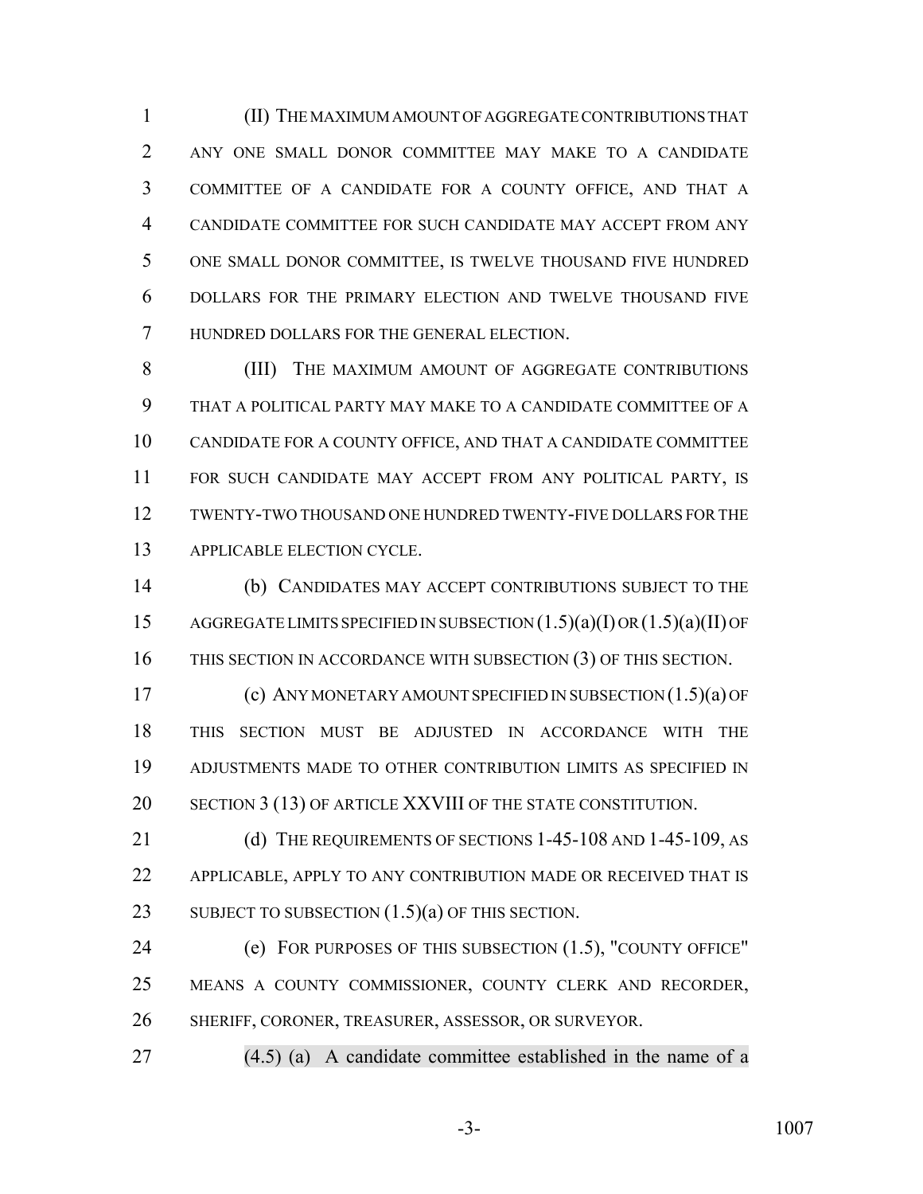(II) THE MAXIMUM AMOUNT OF AGGREGATE CONTRIBUTIONS THAT ANY ONE SMALL DONOR COMMITTEE MAY MAKE TO A CANDIDATE COMMITTEE OF A CANDIDATE FOR A COUNTY OFFICE, AND THAT A CANDIDATE COMMITTEE FOR SUCH CANDIDATE MAY ACCEPT FROM ANY ONE SMALL DONOR COMMITTEE, IS TWELVE THOUSAND FIVE HUNDRED DOLLARS FOR THE PRIMARY ELECTION AND TWELVE THOUSAND FIVE HUNDRED DOLLARS FOR THE GENERAL ELECTION.

(III) THE MAXIMUM AMOUNT OF AGGREGATE CONTRIBUTIONS THAT A POLITICAL PARTY MAY MAKE TO A CANDIDATE COMMITTEE OF A CANDIDATE FOR A COUNTY OFFICE, AND THAT A CANDIDATE COMMITTEE FOR SUCH CANDIDATE MAY ACCEPT FROM ANY POLITICAL PARTY, IS TWENTY-TWO THOUSAND ONE HUNDRED TWENTY-FIVE DOLLARS FOR THE APPLICABLE ELECTION CYCLE.

(b) CANDIDATES MAY ACCEPT CONTRIBUTIONS SUBJECT TO THE AGGREGATE LIMITS SPECIFIED IN SUBSECTION (1.5)(a)(I) OR (1.5)(a)(II) OF THIS SECTION IN ACCORDANCE WITH SUBSECTION (3) OF THIS SECTION.

(c) ANY MONETARY AMOUNT SPECIFIED IN SUBSECTION (1.5)(a) OF THIS SECTION MUST BE ADJUSTED IN ACCORDANCE WITH THE ADJUSTMENTS MADE TO OTHER CONTRIBUTION LIMITS AS SPECIFIED IN SECTION 3 (13) OF ARTICLE XXVIII OF THE STATE CONSTITUTION.

(d) THE REQUIREMENTS OF SECTIONS 1-45-108 AND 1-45-109, AS APPLICABLE, APPLY TO ANY CONTRIBUTION MADE OR RECEIVED THAT IS SUBJECT TO SUBSECTION (1.5)(a) OF THIS SECTION.

(e) FOR PURPOSES OF THIS SUBSECTION (1.5), "COUNTY OFFICE" MEANS A COUNTY COMMISSIONER, COUNTY CLERK AND RECORDER, SHERIFF, CORONER, TREASURER, ASSESSOR, OR SURVEYOR.

(4.5) (a) A candidate committee established in the name of a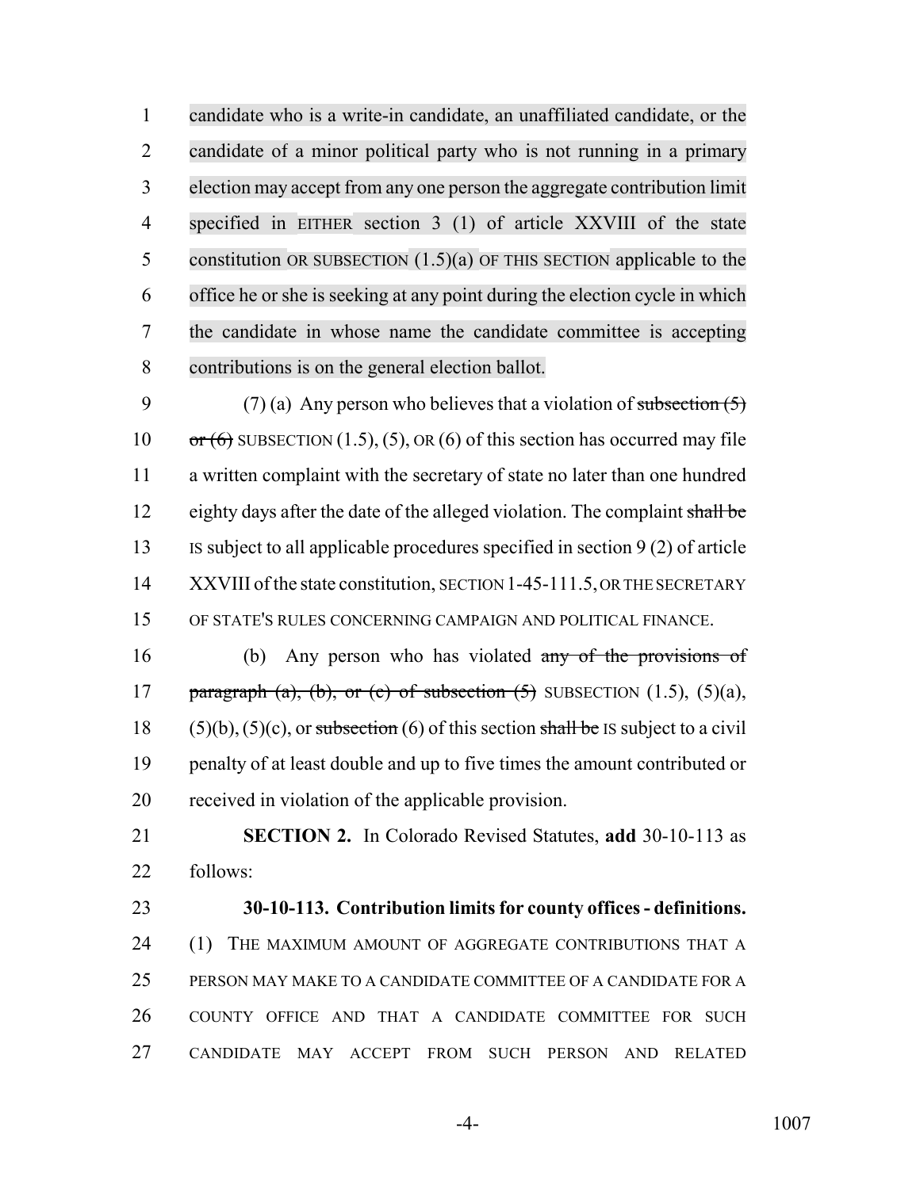candidate who is a write-in candidate, an unaffiliated candidate, or the candidate of a minor political party who is not running in a primary election may accept from any one person the aggregate contribution limit specified in EITHER section 3 (1) of article XXVIII of the state constitution OR SUBSECTION (1.5)(a) OF THIS SECTION applicable to the office he or she is seeking at any point during the election cycle in which the candidate in whose name the candidate committee is accepting contributions is on the general election ballot.

(7) (a) Any person who believes that a violation of ~~subsection (5) or (6)~~ SUBSECTION (1.5), (5), OR (6) of this section has occurred may file a written complaint with the secretary of state no later than one hundred eighty days after the date of the alleged violation. The complaint ~~shall be~~ IS subject to all applicable procedures specified in section 9 (2) of article XXVIII of the state constitution, SECTION 1-45-111.5, OR THE SECRETARY OF STATE'S RULES CONCERNING CAMPAIGN AND POLITICAL FINANCE.

(b) Any person who has violated ~~any of the provisions of paragraph (a), (b), or (c) of subsection (5)~~ SUBSECTION (1.5), (5)(a), (5)(b), (5)(c), or ~~subsection~~ (6) of this section ~~shall be~~ IS subject to a civil penalty of at least double and up to five times the amount contributed or received in violation of the applicable provision.

**SECTION 2.** In Colorado Revised Statutes, **add** 30-10-113 as follows:

**30-10-113. Contribution limits for county offices - definitions.** (1) THE MAXIMUM AMOUNT OF AGGREGATE CONTRIBUTIONS THAT A PERSON MAY MAKE TO A CANDIDATE COMMITTEE OF A CANDIDATE FOR A COUNTY OFFICE AND THAT A CANDIDATE COMMITTEE FOR SUCH CANDIDATE MAY ACCEPT FROM SUCH PERSON AND RELATED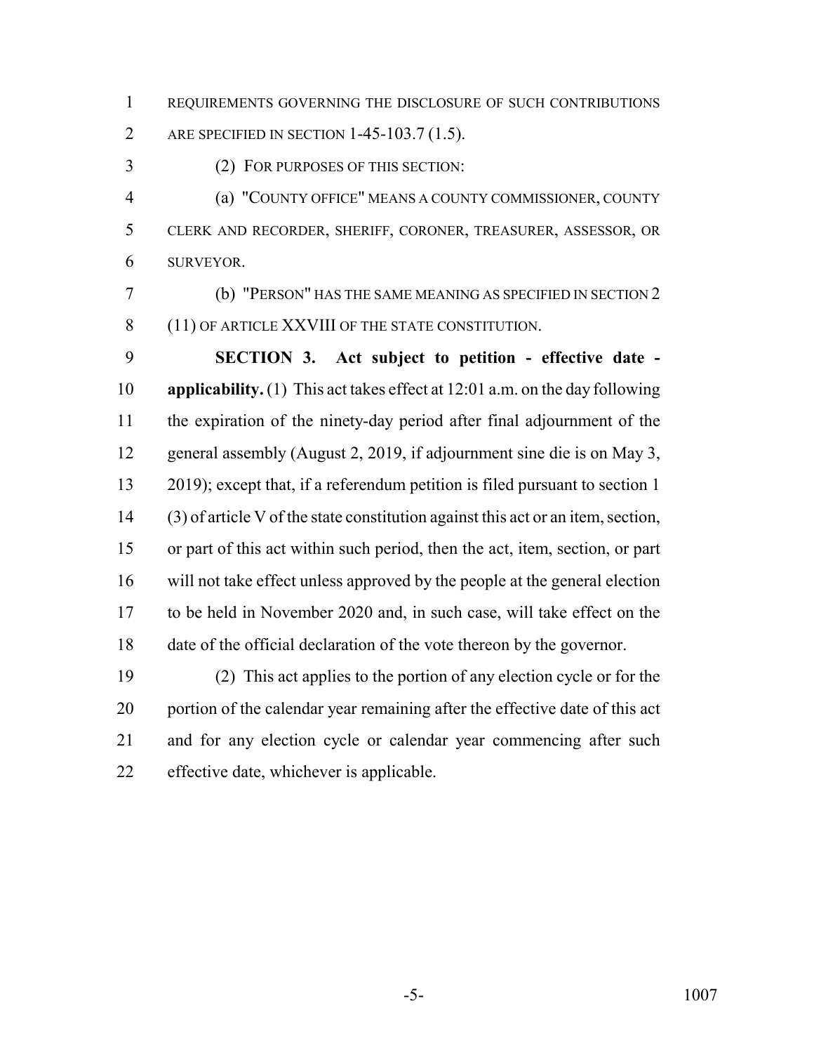REQUIREMENTS GOVERNING THE DISCLOSURE OF SUCH CONTRIBUTIONS ARE SPECIFIED IN SECTION 1-45-103.7 (1.5).

(2) FOR PURPOSES OF THIS SECTION:

(a) "COUNTY OFFICE" MEANS A COUNTY COMMISSIONER, COUNTY CLERK AND RECORDER, SHERIFF, CORONER, TREASURER, ASSESSOR, OR SURVEYOR.

(b) "PERSON" HAS THE SAME MEANING AS SPECIFIED IN SECTION 2 (11) OF ARTICLE XXVIII OF THE STATE CONSTITUTION.

**SECTION 3. Act subject to petition - effective date - applicability.** (1) This act takes effect at 12:01 a.m. on the day following the expiration of the ninety-day period after final adjournment of the general assembly (August 2, 2019, if adjournment sine die is on May 3, 2019); except that, if a referendum petition is filed pursuant to section 1 (3) of article V of the state constitution against this act or an item, section, or part of this act within such period, then the act, item, section, or part will not take effect unless approved by the people at the general election to be held in November 2020 and, in such case, will take effect on the date of the official declaration of the vote thereon by the governor.

(2) This act applies to the portion of any election cycle or for the portion of the calendar year remaining after the effective date of this act and for any election cycle or calendar year commencing after such effective date, whichever is applicable.